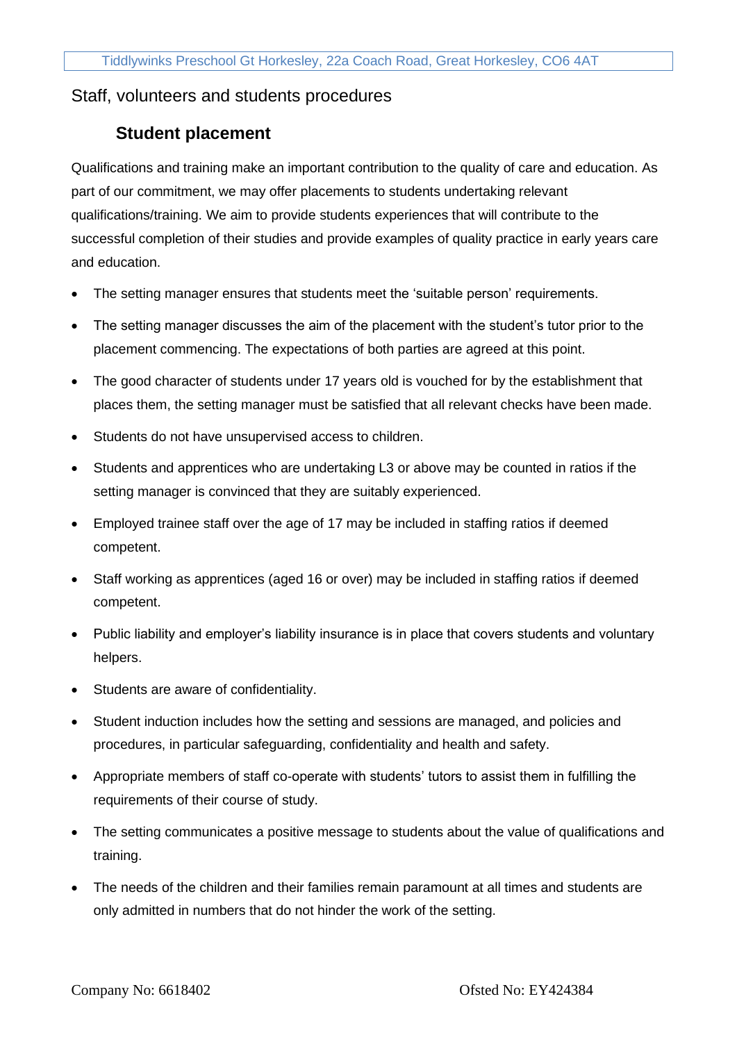# Staff, volunteers and students procedures

## Student placement

Qualifications and training make an important contribution to the quality of care and education. As part of our commitment, we may offer placements to students undertaking relevant qualifications/training. We aim to provide students experiences that will contribute to the successful completion of their studies and provide examples of quality practice in early years care and education.

- The setting manager ensures that students meet the 'suitable person' requirements.
- The setting manager discusses the aim of the placement with the student's tutor prior to the placement commencing. The expectations of both parties are agreed at this point.
- The good character of students under 17 years old is vouched for by the establishment that places them, the setting manager must be satisfied that all relevant checks have been made.
- Students do not have unsupervised access to children.
- Students and apprentices who are undertaking L3 or above may be counted in ratios if the setting manager is convinced that they are suitably experienced.
- Employed trainee staff over the age of 17 may be included in staffing ratios if deemed competent.
- Staff working as apprentices (aged 16 or over) may be included in staffing ratios if deemed competent.
- Public liability and employer's liability insurance is in place that covers students and voluntary helpers.
- Students are aware of confidentiality.
- Student induction includes how the setting and sessions are managed, and policies and procedures, in particular safeguarding, confidentiality and health and safety.
- Appropriate members of staff co-operate with students' tutors to assist them in fulfilling the requirements of their course of study.
- The setting communicates a positive message to students about the value of qualifications and training.
- The needs of the children and their families remain paramount at all times and students are only admitted in numbers that do not hinder the work of the setting.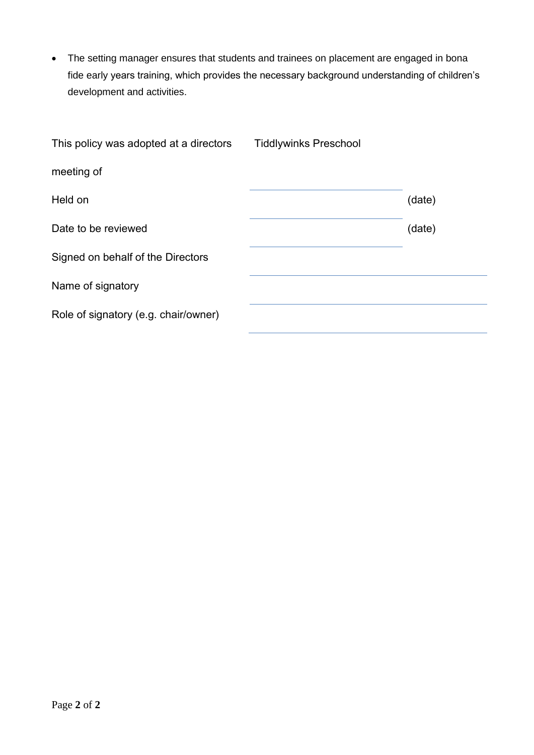- The setting manager ensures that students and trainees on placement are engaged in bona fide early years training, which provides the necessary background understanding of children's development and activities.

| | | |
|---|---|---|
| This policy was adopted at a directors meeting of | Tiddlywinks Preschool | |
| Held on | | (date) |
| Date to be reviewed | | (date) |
| Signed on behalf of the Directors | | |
| Name of signatory | | |
| Role of signatory (e.g. chair/owner) | | |